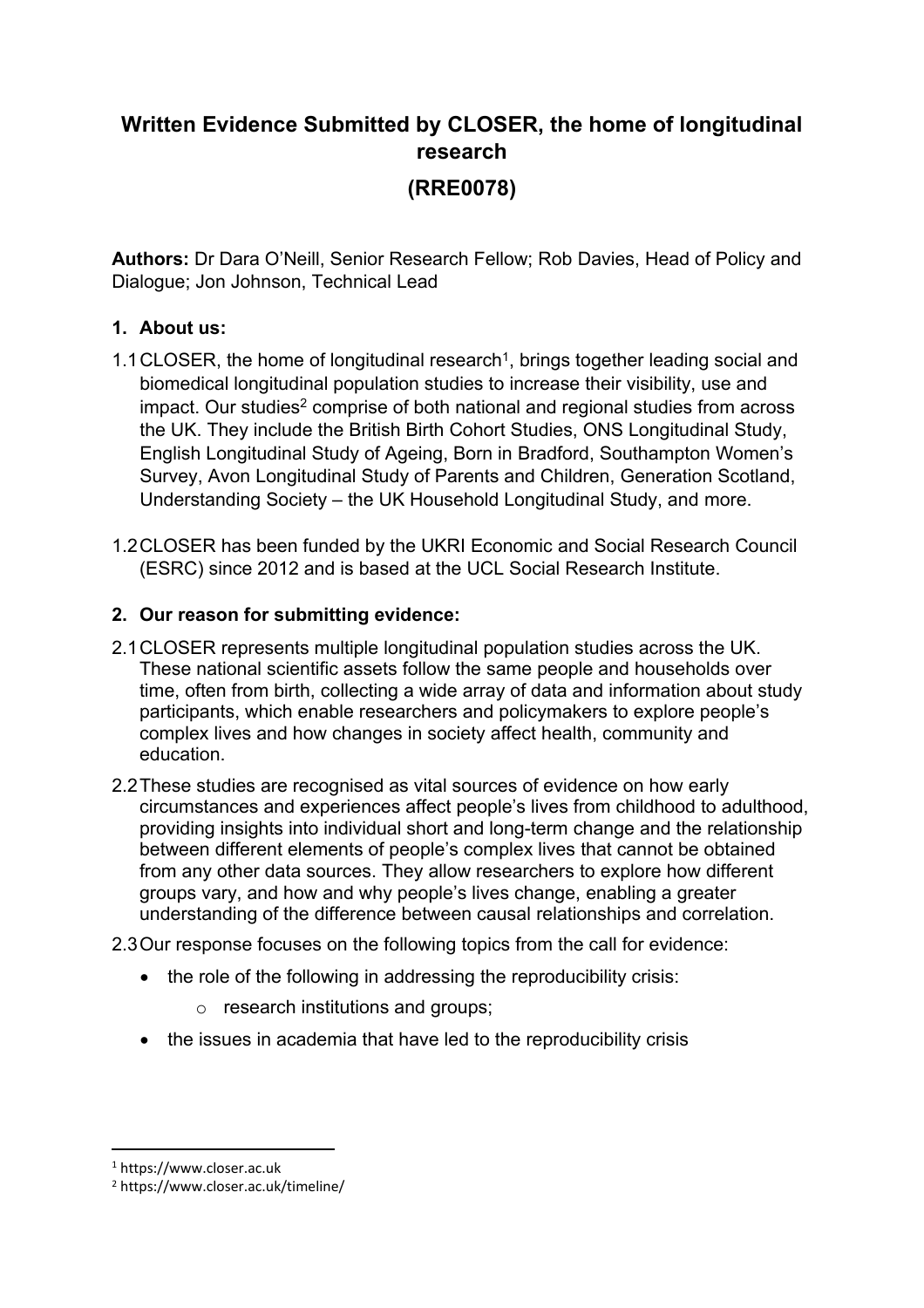# Written Evidence Submitted by CLOSER, the home of longitudinal research

## (RRE0078)

**Authors:** Dr Dara O'Neill, Senior Research Fellow; Rob Davies, Head of Policy and Dialogue; Jon Johnson, Technical Lead

### 1. About us:

1.1 CLOSER, the home of longitudinal research[1], brings together leading social and biomedical longitudinal population studies to increase their visibility, use and impact. Our studies[2] comprise of both national and regional studies from across the UK. They include the British Birth Cohort Studies, ONS Longitudinal Study, English Longitudinal Study of Ageing, Born in Bradford, Southampton Women's Survey, Avon Longitudinal Study of Parents and Children, Generation Scotland, Understanding Society – the UK Household Longitudinal Study, and more.

1.2 CLOSER has been funded by the UKRI Economic and Social Research Council (ESRC) since 2012 and is based at the UCL Social Research Institute.

### 2. Our reason for submitting evidence:

2.1 CLOSER represents multiple longitudinal population studies across the UK. These national scientific assets follow the same people and households over time, often from birth, collecting a wide array of data and information about study participants, which enable researchers and policymakers to explore people's complex lives and how changes in society affect health, community and education.

2.2 These studies are recognised as vital sources of evidence on how early circumstances and experiences affect people's lives from childhood to adulthood, providing insights into individual short and long-term change and the relationship between different elements of people's complex lives that cannot be obtained from any other data sources. They allow researchers to explore how different groups vary, and how and why people's lives change, enabling a greater understanding of the difference between causal relationships and correlation.

2.3 Our response focuses on the following topics from the call for evidence:

- the role of the following in addressing the reproducibility crisis:
  - research institutions and groups;
- the issues in academia that have led to the reproducibility crisis

[1] https://www.closer.ac.uk

[2] https://www.closer.ac.uk/timeline/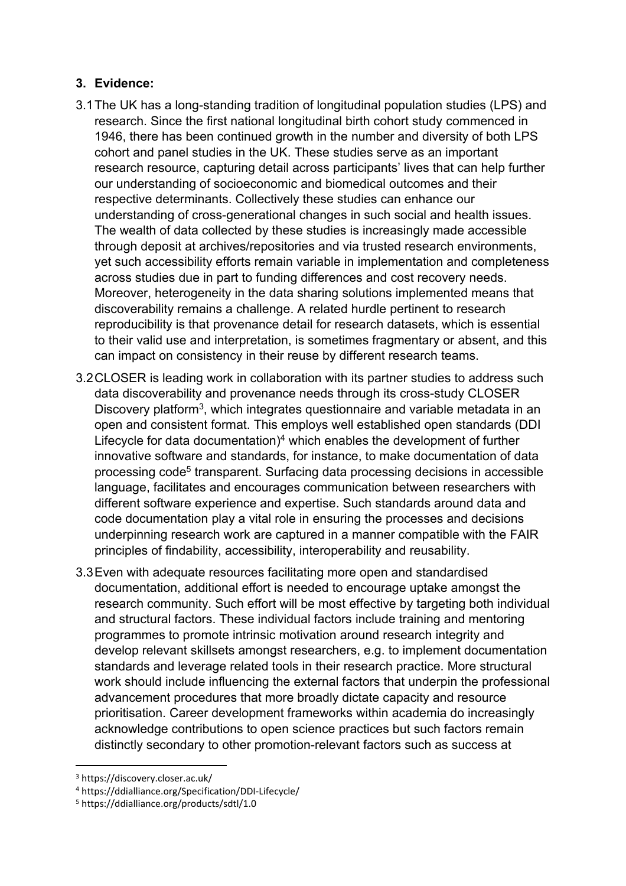## 3. Evidence:

3.1 The UK has a long-standing tradition of longitudinal population studies (LPS) and research. Since the first national longitudinal birth cohort study commenced in 1946, there has been continued growth in the number and diversity of both LPS cohort and panel studies in the UK. These studies serve as an important research resource, capturing detail across participants' lives that can help further our understanding of socioeconomic and biomedical outcomes and their respective determinants. Collectively these studies can enhance our understanding of cross-generational changes in such social and health issues. The wealth of data collected by these studies is increasingly made accessible through deposit at archives/repositories and via trusted research environments, yet such accessibility efforts remain variable in implementation and completeness across studies due in part to funding differences and cost recovery needs. Moreover, heterogeneity in the data sharing solutions implemented means that discoverability remains a challenge. A related hurdle pertinent to research reproducibility is that provenance detail for research datasets, which is essential to their valid use and interpretation, is sometimes fragmentary or absent, and this can impact on consistency in their reuse by different research teams.

3.2 CLOSER is leading work in collaboration with its partner studies to address such data discoverability and provenance needs through its cross-study CLOSER Discovery platform[3], which integrates questionnaire and variable metadata in an open and consistent format. This employs well established open standards (DDI Lifecycle for data documentation)[4] which enables the development of further innovative software and standards, for instance, to make documentation of data processing code[5] transparent. Surfacing data processing decisions in accessible language, facilitates and encourages communication between researchers with different software experience and expertise. Such standards around data and code documentation play a vital role in ensuring the processes and decisions underpinning research work are captured in a manner compatible with the FAIR principles of findability, accessibility, interoperability and reusability.

3.3 Even with adequate resources facilitating more open and standardised documentation, additional effort is needed to encourage uptake amongst the research community. Such effort will be most effective by targeting both individual and structural factors. These individual factors include training and mentoring programmes to promote intrinsic motivation around research integrity and develop relevant skillsets amongst researchers, e.g. to implement documentation standards and leverage related tools in their research practice. More structural work should include influencing the external factors that underpin the professional advancement procedures that more broadly dictate capacity and resource prioritisation. Career development frameworks within academia do increasingly acknowledge contributions to open science practices but such factors remain distinctly secondary to other promotion-relevant factors such as success at

---

[3] https://discovery.closer.ac.uk/

[4] https://ddialliance.org/Specification/DDI-Lifecycle/

[5] https://ddialliance.org/products/sdtl/1.0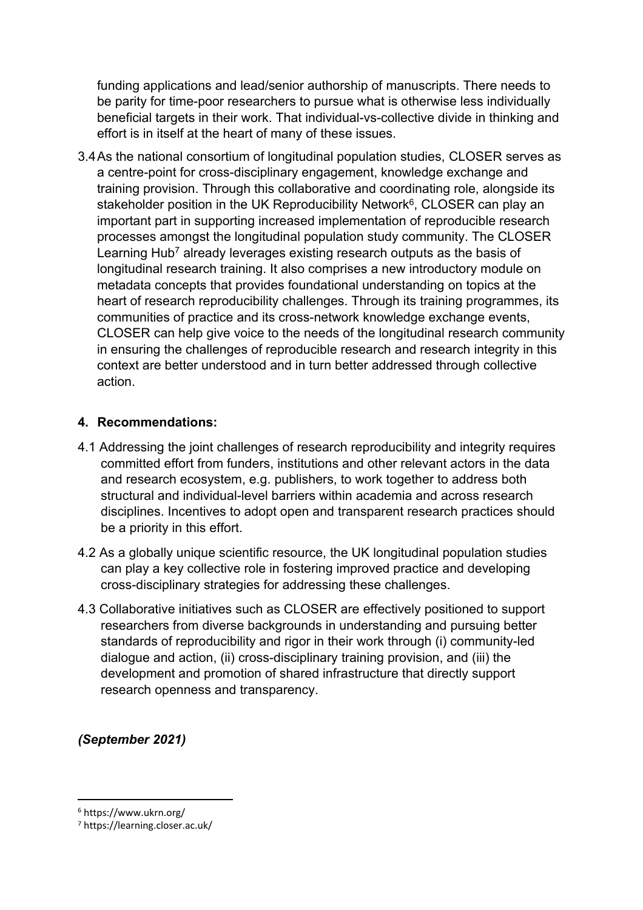funding applications and lead/senior authorship of manuscripts. There needs to be parity for time-poor researchers to pursue what is otherwise less individually beneficial targets in their work. That individual-vs-collective divide in thinking and effort is in itself at the heart of many of these issues.

3.4 As the national consortium of longitudinal population studies, CLOSER serves as a centre-point for cross-disciplinary engagement, knowledge exchange and training provision. Through this collaborative and coordinating role, alongside its stakeholder position in the UK Reproducibility Network[6], CLOSER can play an important part in supporting increased implementation of reproducible research processes amongst the longitudinal population study community. The CLOSER Learning Hub[7] already leverages existing research outputs as the basis of longitudinal research training. It also comprises a new introductory module on metadata concepts that provides foundational understanding on topics at the heart of research reproducibility challenges. Through its training programmes, its communities of practice and its cross-network knowledge exchange events, CLOSER can help give voice to the needs of the longitudinal research community in ensuring the challenges of reproducible research and research integrity in this context are better understood and in turn better addressed through collective action.

## 4. Recommendations:

4.1 Addressing the joint challenges of research reproducibility and integrity requires committed effort from funders, institutions and other relevant actors in the data and research ecosystem, e.g. publishers, to work together to address both structural and individual-level barriers within academia and across research disciplines. Incentives to adopt open and transparent research practices should be a priority in this effort.

4.2 As a globally unique scientific resource, the UK longitudinal population studies can play a key collective role in fostering improved practice and developing cross-disciplinary strategies for addressing these challenges.

4.3 Collaborative initiatives such as CLOSER are effectively positioned to support researchers from diverse backgrounds in understanding and pursuing better standards of reproducibility and rigor in their work through (i) community-led dialogue and action, (ii) cross-disciplinary training provision, and (iii) the development and promotion of shared infrastructure that directly support research openness and transparency.

***(September 2021)***

---

[6] https://www.ukrn.org/

[7] https://learning.closer.ac.uk/